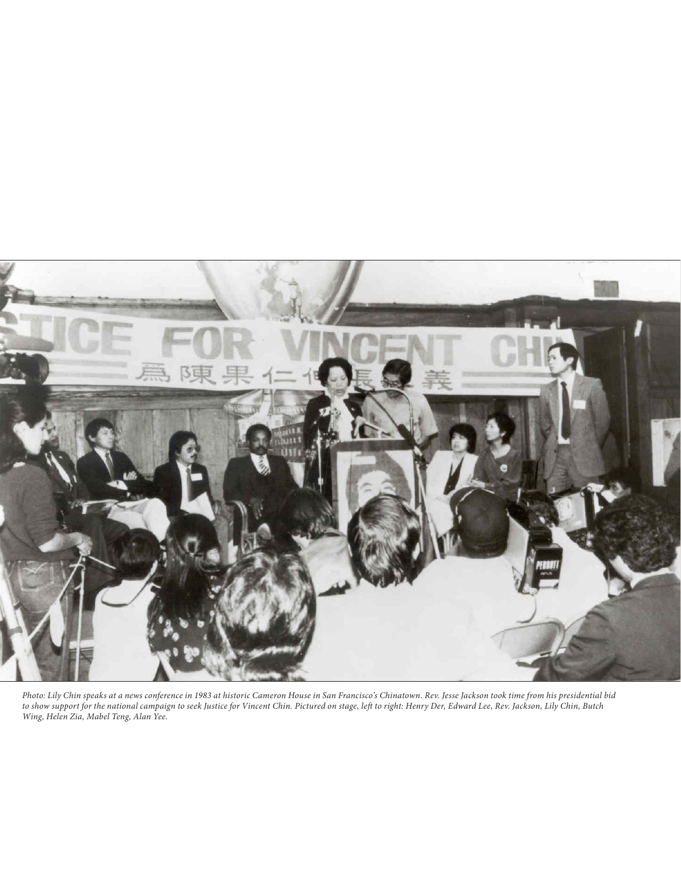*Photo: Lily Chin speaks at a news conference in 1983 at historic Cameron House in San Francisco's Chinatown. Rev. Jesse Jackson took time from his presidential bid to show support for the national campaign to seek Justice for Vincent Chin. Pictured on stage, left to right: Henry Der, Edward Lee, Rev. Jackson, Lily Chin, Butch Wing, Helen Zia, Mabel Teng, Alan Yee.*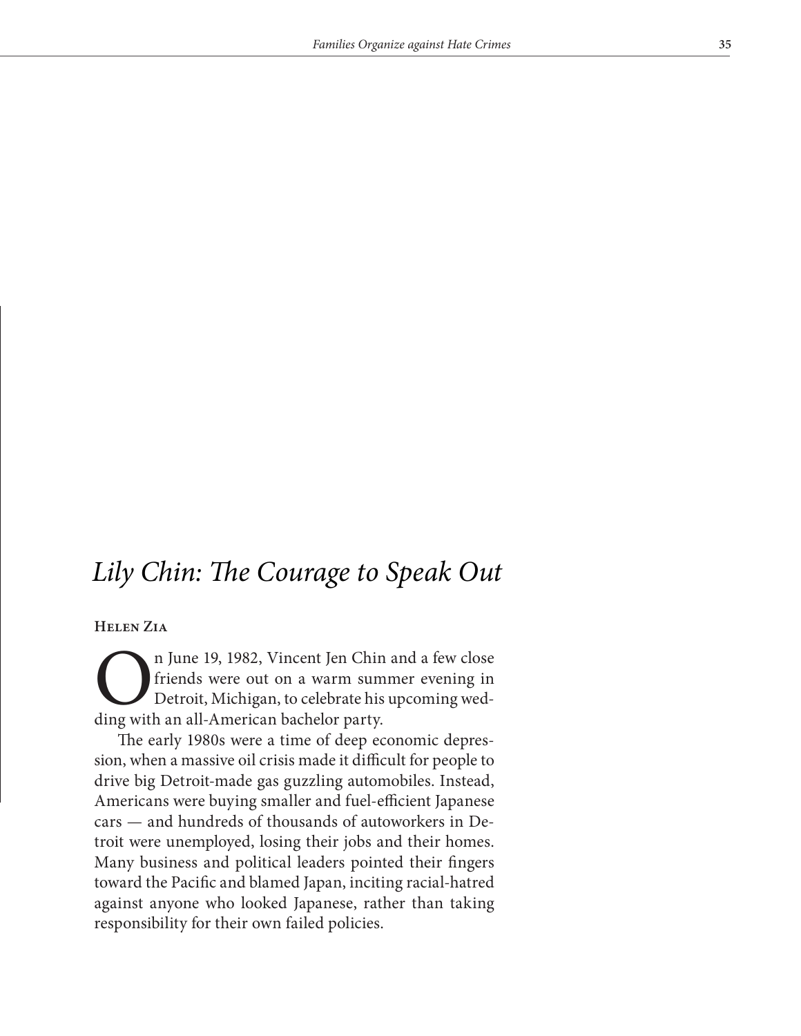# *Lily Chin: The Courage to Speak Out*

**Helen Zia**

On June 19, 1982, Vincent Jen Chin and a few close friends were out on a warm summer evening in Detroit, Michigan, to celebrate his upcoming wedding with an all-American bachelor party.

The early 1980s were a time of deep economic depression, when a massive oil crisis made it difficult for people to drive big Detroit-made gas guzzling automobiles. Instead, Americans were buying smaller and fuel-efficient Japanese cars — and hundreds of thousands of autoworkers in Detroit were unemployed, losing their jobs and their homes. Many business and political leaders pointed their fingers toward the Pacific and blamed Japan, inciting racial-hatred against anyone who looked Japanese, rather than taking responsibility for their own failed policies.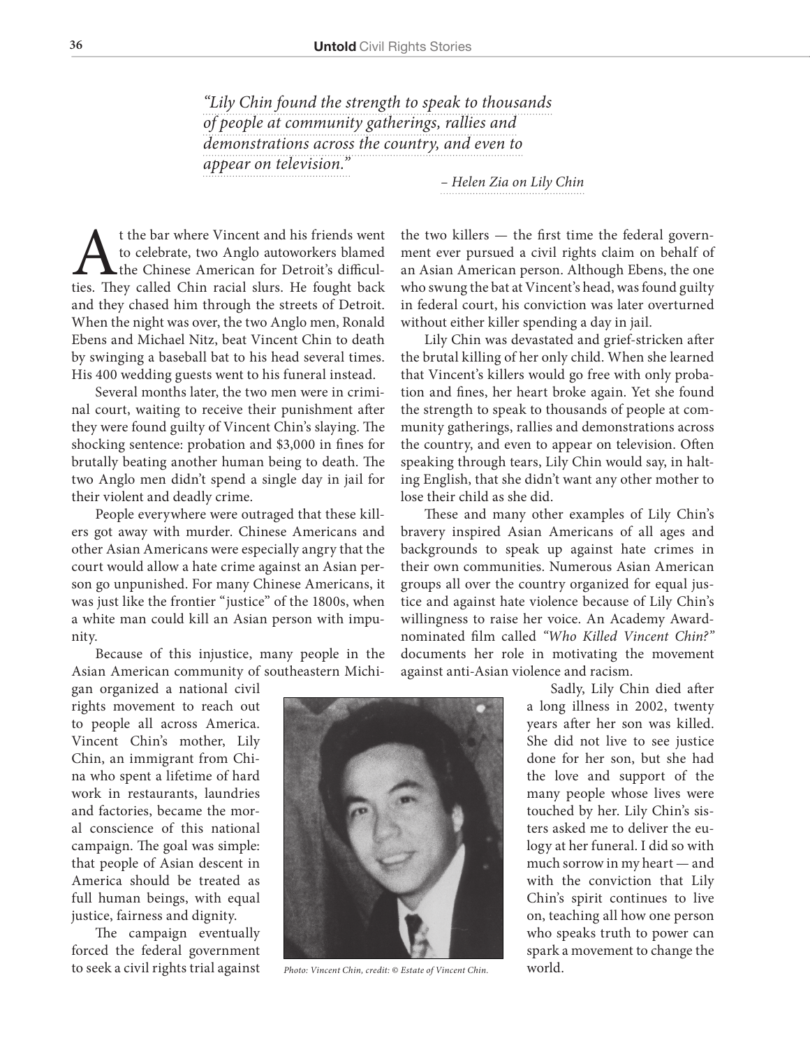*"Lily Chin found the strength to speak to thousands of people at community gatherings, rallies and demonstrations across the country, and even to appear on television."*

*– Helen Zia on Lily Chin*

At the bar where Vincent and his friends went to celebrate, two Anglo autoworkers blamed the Chinese American for Detroit's difficulties. They called Chin racial slurs. He fought back and they chased him through the streets of Detroit. When the night was over, the two Anglo men, Ronald Ebens and Michael Nitz, beat Vincent Chin to death by swinging a baseball bat to his head several times. His 400 wedding guests went to his funeral instead.

Several months later, the two men were in criminal court, waiting to receive their punishment after they were found guilty of Vincent Chin's slaying. The shocking sentence: probation and $3,000 in fines for brutally beating another human being to death. The two Anglo men didn't spend a single day in jail for their violent and deadly crime.

People everywhere were outraged that these killers got away with murder. Chinese Americans and other Asian Americans were especially angry that the court would allow a hate crime against an Asian person go unpunished. For many Chinese Americans, it was just like the frontier "justice" of the 1800s, when a white man could kill an Asian person with impunity.

Because of this injustice, many people in the Asian American community of southeastern Michigan organized a national civil rights movement to reach out to people all across America. Vincent Chin's mother, Lily Chin, an immigrant from China who spent a lifetime of hard work in restaurants, laundries and factories, became the moral conscience of this national campaign. The goal was simple: that people of Asian descent in America should be treated as full human beings, with equal justice, fairness and dignity.

The campaign eventually forced the federal government to seek a civil rights trial against the two killers — the first time the federal government ever pursued a civil rights claim on behalf of an Asian American person. Although Ebens, the one who swung the bat at Vincent's head, was found guilty in federal court, his conviction was later overturned without either killer spending a day in jail.

Lily Chin was devastated and grief-stricken after the brutal killing of her only child. When she learned that Vincent's killers would go free with only probation and fines, her heart broke again. Yet she found the strength to speak to thousands of people at community gatherings, rallies and demonstrations across the country, and even to appear on television. Often speaking through tears, Lily Chin would say, in halting English, that she didn't want any other mother to lose their child as she did.

These and many other examples of Lily Chin's bravery inspired Asian Americans of all ages and backgrounds to speak up against hate crimes in their own communities. Numerous Asian American groups all over the country organized for equal justice and against hate violence because of Lily Chin's willingness to raise her voice. An Academy Award-nominated film called *"Who Killed Vincent Chin?"* documents her role in motivating the movement against anti-Asian violence and racism.

*Photo: Vincent Chin, credit: © Estate of Vincent Chin.*

Sadly, Lily Chin died after a long illness in 2002, twenty years after her son was killed. She did not live to see justice done for her son, but she had the love and support of the many people whose lives were touched by her. Lily Chin's sisters asked me to deliver the eulogy at her funeral. I did so with much sorrow in my heart — and with the conviction that Lily Chin's spirit continues to live on, teaching all how one person who speaks truth to power can spark a movement to change the world.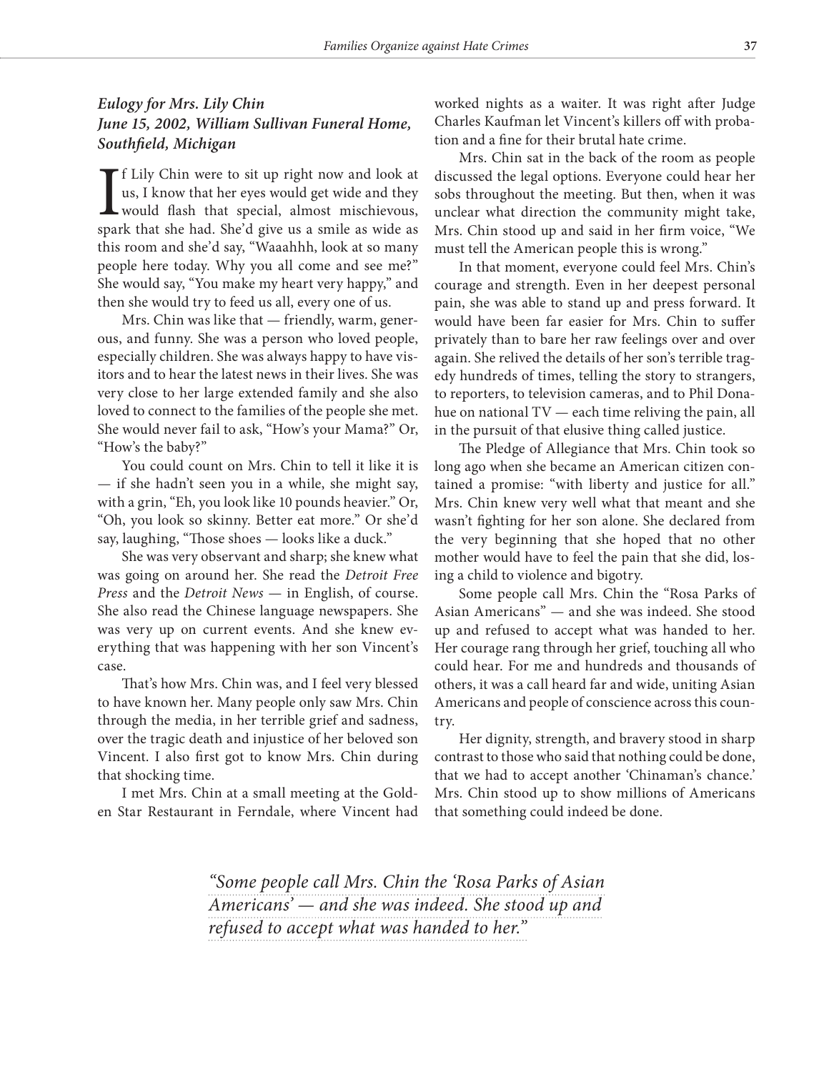### *Eulogy for Mrs. Lily Chin*
### *June 15, 2002, William Sullivan Funeral Home, Southfield, Michigan*

If Lily Chin were to sit up right now and look at us, I know that her eyes would get wide and they would flash that special, almost mischievous, spark that she had. She'd give us a smile as wide as this room and she'd say, "Waaahhh, look at so many people here today. Why you all come and see me?" She would say, "You make my heart very happy," and then she would try to feed us all, every one of us.

Mrs. Chin was like that — friendly, warm, generous, and funny. She was a person who loved people, especially children. She was always happy to have visitors and to hear the latest news in their lives. She was very close to her large extended family and she also loved to connect to the families of the people she met. She would never fail to ask, "How's your Mama?" Or, "How's the baby?"

You could count on Mrs. Chin to tell it like it is — if she hadn't seen you in a while, she might say, with a grin, "Eh, you look like 10 pounds heavier." Or, "Oh, you look so skinny. Better eat more." Or she'd say, laughing, "Those shoes — looks like a duck."

She was very observant and sharp; she knew what was going on around her. She read the *Detroit Free Press* and the *Detroit News* — in English, of course. She also read the Chinese language newspapers. She was very up on current events. And she knew everything that was happening with her son Vincent's case.

That's how Mrs. Chin was, and I feel very blessed to have known her. Many people only saw Mrs. Chin through the media, in her terrible grief and sadness, over the tragic death and injustice of her beloved son Vincent. I also first got to know Mrs. Chin during that shocking time.

I met Mrs. Chin at a small meeting at the Golden Star Restaurant in Ferndale, where Vincent had worked nights as a waiter. It was right after Judge Charles Kaufman let Vincent's killers off with probation and a fine for their brutal hate crime.

Mrs. Chin sat in the back of the room as people discussed the legal options. Everyone could hear her sobs throughout the meeting. But then, when it was unclear what direction the community might take, Mrs. Chin stood up and said in her firm voice, "We must tell the American people this is wrong."

In that moment, everyone could feel Mrs. Chin's courage and strength. Even in her deepest personal pain, she was able to stand up and press forward. It would have been far easier for Mrs. Chin to suffer privately than to bare her raw feelings over and over again. She relived the details of her son's terrible tragedy hundreds of times, telling the story to strangers, to reporters, to television cameras, and to Phil Donahue on national TV — each time reliving the pain, all in the pursuit of that elusive thing called justice.

The Pledge of Allegiance that Mrs. Chin took so long ago when she became an American citizen contained a promise: "with liberty and justice for all." Mrs. Chin knew very well what that meant and she wasn't fighting for her son alone. She declared from the very beginning that she hoped that no other mother would have to feel the pain that she did, losing a child to violence and bigotry.

Some people call Mrs. Chin the "Rosa Parks of Asian Americans" — and she was indeed. She stood up and refused to accept what was handed to her. Her courage rang through her grief, touching all who could hear. For me and hundreds and thousands of others, it was a call heard far and wide, uniting Asian Americans and people of conscience across this country.

Her dignity, strength, and bravery stood in sharp contrast to those who said that nothing could be done, that we had to accept another 'Chinaman's chance.' Mrs. Chin stood up to show millions of Americans that something could indeed be done.

> *"Some people call Mrs. Chin the 'Rosa Parks of Asian Americans' — and she was indeed. She stood up and refused to accept what was handed to her."*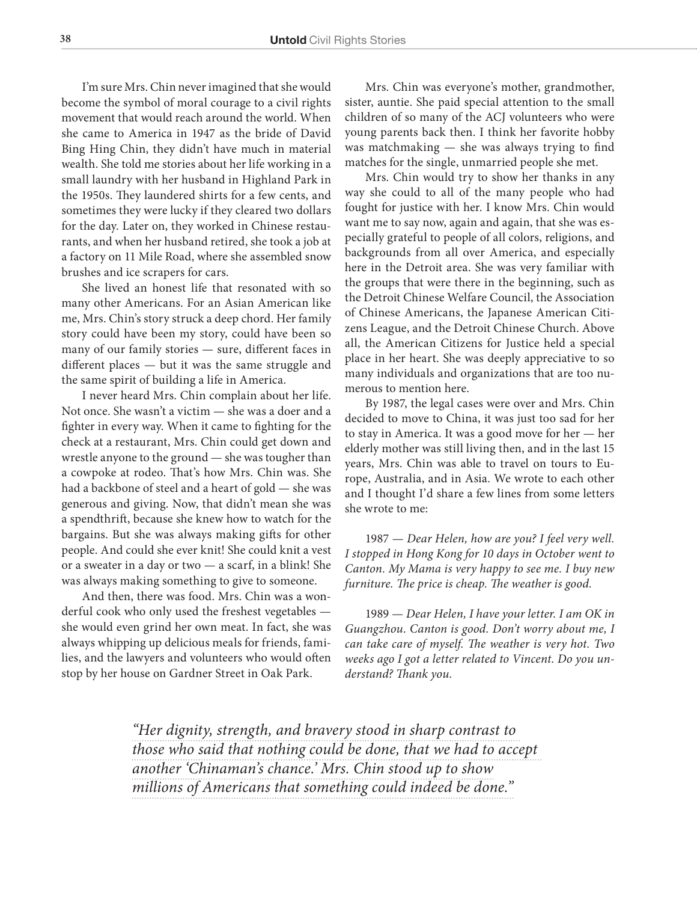I'm sure Mrs. Chin never imagined that she would become the symbol of moral courage to a civil rights movement that would reach around the world. When she came to America in 1947 as the bride of David Bing Hing Chin, they didn't have much in material wealth. She told me stories about her life working in a small laundry with her husband in Highland Park in the 1950s. They laundered shirts for a few cents, and sometimes they were lucky if they cleared two dollars for the day. Later on, they worked in Chinese restaurants, and when her husband retired, she took a job at a factory on 11 Mile Road, where she assembled snow brushes and ice scrapers for cars.

She lived an honest life that resonated with so many other Americans. For an Asian American like me, Mrs. Chin's story struck a deep chord. Her family story could have been my story, could have been so many of our family stories — sure, different faces in different places — but it was the same struggle and the same spirit of building a life in America.

I never heard Mrs. Chin complain about her life. Not once. She wasn't a victim — she was a doer and a fighter in every way. When it came to fighting for the check at a restaurant, Mrs. Chin could get down and wrestle anyone to the ground — she was tougher than a cowpoke at rodeo. That's how Mrs. Chin was. She had a backbone of steel and a heart of gold — she was generous and giving. Now, that didn't mean she was a spendthrift, because she knew how to watch for the bargains. But she was always making gifts for other people. And could she ever knit! She could knit a vest or a sweater in a day or two — a scarf, in a blink! She was always making something to give to someone.

And then, there was food. Mrs. Chin was a wonderful cook who only used the freshest vegetables — she would even grind her own meat. In fact, she was always whipping up delicious meals for friends, families, and the lawyers and volunteers who would often stop by her house on Gardner Street in Oak Park.

Mrs. Chin was everyone's mother, grandmother, sister, auntie. She paid special attention to the small children of so many of the ACJ volunteers who were young parents back then. I think her favorite hobby was matchmaking — she was always trying to find matches for the single, unmarried people she met.

Mrs. Chin would try to show her thanks in any way she could to all of the many people who had fought for justice with her. I know Mrs. Chin would want me to say now, again and again, that she was especially grateful to people of all colors, religions, and backgrounds from all over America, and especially here in the Detroit area. She was very familiar with the groups that were there in the beginning, such as the Detroit Chinese Welfare Council, the Association of Chinese Americans, the Japanese American Citizens League, and the Detroit Chinese Church. Above all, the American Citizens for Justice held a special place in her heart. She was deeply appreciative to so many individuals and organizations that are too numerous to mention here.

By 1987, the legal cases were over and Mrs. Chin decided to move to China, it was just too sad for her to stay in America. It was a good move for her — her elderly mother was still living then, and in the last 15 years, Mrs. Chin was able to travel on tours to Europe, Australia, and in Asia. We wrote to each other and I thought I'd share a few lines from some letters she wrote to me:

1987 — *Dear Helen, how are you? I feel very well. I stopped in Hong Kong for 10 days in October went to Canton. My Mama is very happy to see me. I buy new furniture. The price is cheap. The weather is good.*

1989 — *Dear Helen, I have your letter. I am OK in Guangzhou. Canton is good. Don't worry about me, I can take care of myself. The weather is very hot. Two weeks ago I got a letter related to Vincent. Do you understand? Thank you.*

> *"Her dignity, strength, and bravery stood in sharp contrast to those who said that nothing could be done, that we had to accept another 'Chinaman's chance.' Mrs. Chin stood up to show millions of Americans that something could indeed be done."*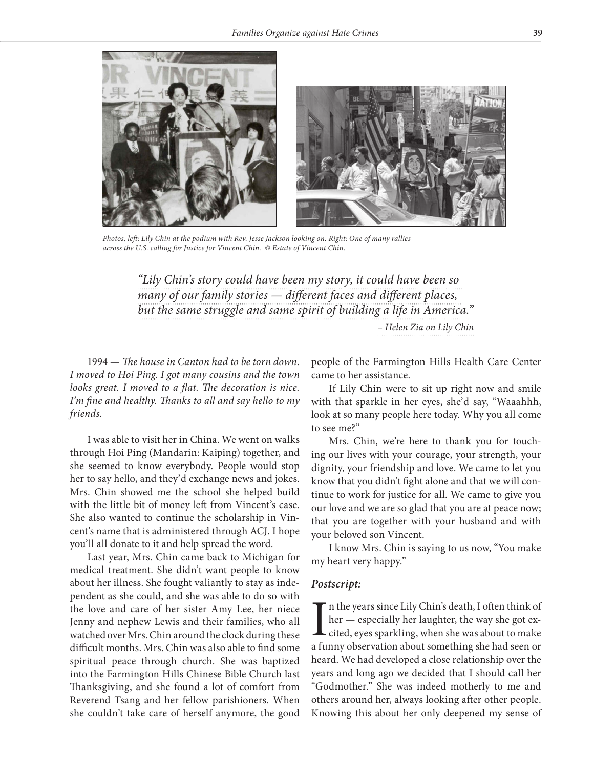*Photos, left: Lily Chin at the podium with Rev. Jesse Jackson looking on. Right: One of many rallies across the U.S. calling for Justice for Vincent Chin. © Estate of Vincent Chin.*

> *"Lily Chin's story could have been my story, it could have been so many of our family stories — different faces and different places, but the same struggle and same spirit of building a life in America."*
>
> *– Helen Zia on Lily Chin*

1994 — *The house in Canton had to be torn down. I moved to Hoi Ping. I got many cousins and the town looks great. I moved to a flat. The decoration is nice. I'm fine and healthy. Thanks to all and say hello to my friends.*

I was able to visit her in China. We went on walks through Hoi Ping (Mandarin: Kaiping) together, and she seemed to know everybody. People would stop her to say hello, and they'd exchange news and jokes. Mrs. Chin showed me the school she helped build with the little bit of money left from Vincent's case. She also wanted to continue the scholarship in Vincent's name that is administered through ACJ. I hope you'll all donate to it and help spread the word.

Last year, Mrs. Chin came back to Michigan for medical treatment. She didn't want people to know about her illness. She fought valiantly to stay as independent as she could, and she was able to do so with the love and care of her sister Amy Lee, her niece Jenny and nephew Lewis and their families, who all watched over Mrs. Chin around the clock during these difficult months. Mrs. Chin was also able to find some spiritual peace through church. She was baptized into the Farmington Hills Chinese Bible Church last Thanksgiving, and she found a lot of comfort from Reverend Tsang and her fellow parishioners. When she couldn't take care of herself anymore, the good people of the Farmington Hills Health Care Center came to her assistance.

If Lily Chin were to sit up right now and smile with that sparkle in her eyes, she'd say, "Waaahhh, look at so many people here today. Why you all come to see me?"

Mrs. Chin, we're here to thank you for touching our lives with your courage, your strength, your dignity, your friendship and love. We came to let you know that you didn't fight alone and that we will continue to work for justice for all. We came to give you our love and we are so glad that you are at peace now; that you are together with your husband and with your beloved son Vincent.

I know Mrs. Chin is saying to us now, "You make my heart very happy."

***Postscript:***

In the years since Lily Chin's death, I often think of her — especially her laughter, the way she got excited, eyes sparkling, when she was about to make a funny observation about something she had seen or heard. We had developed a close relationship over the years and long ago we decided that I should call her "Godmother." She was indeed motherly to me and others around her, always looking after other people. Knowing this about her only deepened my sense of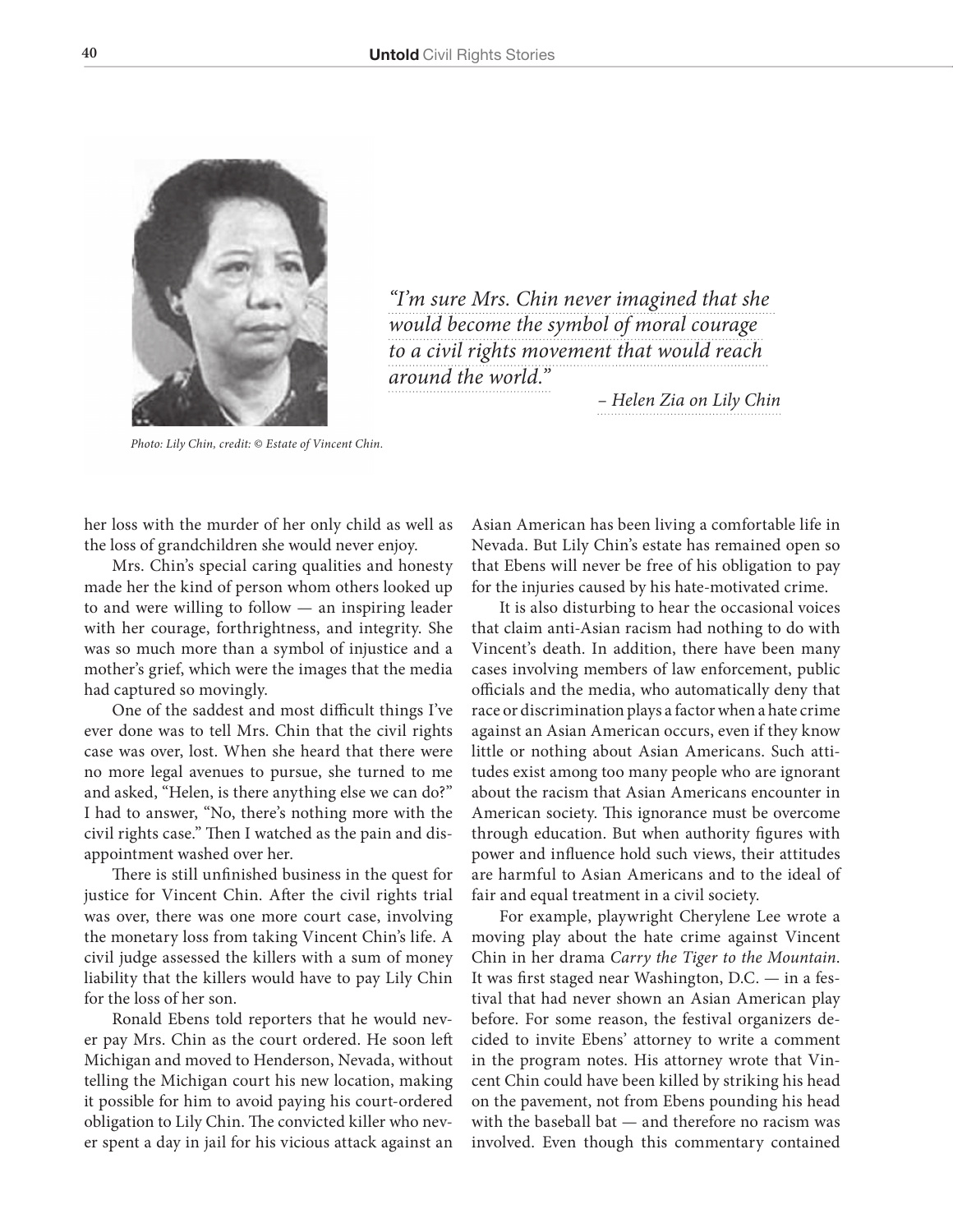Photo: Lily Chin, credit: © Estate of Vincent Chin.

*"I'm sure Mrs. Chin never imagined that she would become the symbol of moral courage to a civil rights movement that would reach around the world."*

*– Helen Zia on Lily Chin*

her loss with the murder of her only child as well as the loss of grandchildren she would never enjoy.

Mrs. Chin's special caring qualities and honesty made her the kind of person whom others looked up to and were willing to follow — an inspiring leader with her courage, forthrightness, and integrity. She was so much more than a symbol of injustice and a mother's grief, which were the images that the media had captured so movingly.

One of the saddest and most difficult things I've ever done was to tell Mrs. Chin that the civil rights case was over, lost. When she heard that there were no more legal avenues to pursue, she turned to me and asked, "Helen, is there anything else we can do?" I had to answer, "No, there's nothing more with the civil rights case." Then I watched as the pain and disappointment washed over her.

There is still unfinished business in the quest for justice for Vincent Chin. After the civil rights trial was over, there was one more court case, involving the monetary loss from taking Vincent Chin's life. A civil judge assessed the killers with a sum of money liability that the killers would have to pay Lily Chin for the loss of her son.

Ronald Ebens told reporters that he would never pay Mrs. Chin as the court ordered. He soon left Michigan and moved to Henderson, Nevada, without telling the Michigan court his new location, making it possible for him to avoid paying his court-ordered obligation to Lily Chin. The convicted killer who never spent a day in jail for his vicious attack against an Asian American has been living a comfortable life in Nevada. But Lily Chin's estate has remained open so that Ebens will never be free of his obligation to pay for the injuries caused by his hate-motivated crime.

It is also disturbing to hear the occasional voices that claim anti-Asian racism had nothing to do with Vincent's death. In addition, there have been many cases involving members of law enforcement, public officials and the media, who automatically deny that race or discrimination plays a factor when a hate crime against an Asian American occurs, even if they know little or nothing about Asian Americans. Such attitudes exist among too many people who are ignorant about the racism that Asian Americans encounter in American society. This ignorance must be overcome through education. But when authority figures with power and influence hold such views, their attitudes are harmful to Asian Americans and to the ideal of fair and equal treatment in a civil society.

For example, playwright Cherylene Lee wrote a moving play about the hate crime against Vincent Chin in her drama *Carry the Tiger to the Mountain*. It was first staged near Washington, D.C. — in a festival that had never shown an Asian American play before. For some reason, the festival organizers decided to invite Ebens' attorney to write a comment in the program notes. His attorney wrote that Vincent Chin could have been killed by striking his head on the pavement, not from Ebens pounding his head with the baseball bat — and therefore no racism was involved. Even though this commentary contained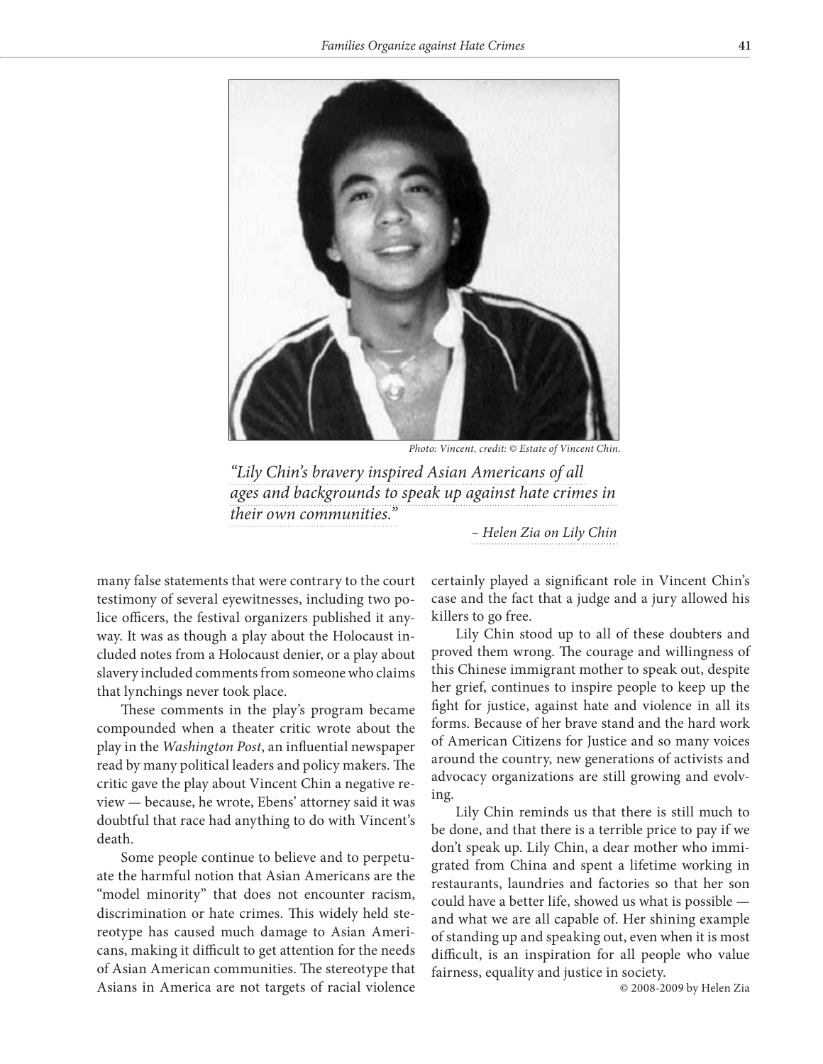*Photo: Vincent, credit: © Estate of Vincent Chin.*

*"Lily Chin's bravery inspired Asian Americans of all ages and backgrounds to speak up against hate crimes in their own communities."*

*– Helen Zia on Lily Chin*

many false statements that were contrary to the court testimony of several eyewitnesses, including two police officers, the festival organizers published it anyway. It was as though a play about the Holocaust included notes from a Holocaust denier, or a play about slavery included comments from someone who claims that lynchings never took place.

These comments in the play's program became compounded when a theater critic wrote about the play in the *Washington Post*, an influential newspaper read by many political leaders and policy makers. The critic gave the play about Vincent Chin a negative review — because, he wrote, Ebens' attorney said it was doubtful that race had anything to do with Vincent's death.

Some people continue to believe and to perpetuate the harmful notion that Asian Americans are the "model minority" that does not encounter racism, discrimination or hate crimes. This widely held stereotype has caused much damage to Asian Americans, making it difficult to get attention for the needs of Asian American communities. The stereotype that Asians in America are not targets of racial violence certainly played a significant role in Vincent Chin's case and the fact that a judge and a jury allowed his killers to go free.

Lily Chin stood up to all of these doubters and proved them wrong. The courage and willingness of this Chinese immigrant mother to speak out, despite her grief, continues to inspire people to keep up the fight for justice, against hate and violence in all its forms. Because of her brave stand and the hard work of American Citizens for Justice and so many voices around the country, new generations of activists and advocacy organizations are still growing and evolving.

Lily Chin reminds us that there is still much to be done, and that there is a terrible price to pay if we don't speak up. Lily Chin, a dear mother who immigrated from China and spent a lifetime working in restaurants, laundries and factories so that her son could have a better life, showed us what is possible — and what we are all capable of. Her shining example of standing up and speaking out, even when it is most difficult, is an inspiration for all people who value fairness, equality and justice in society.

© 2008-2009 by Helen Zia